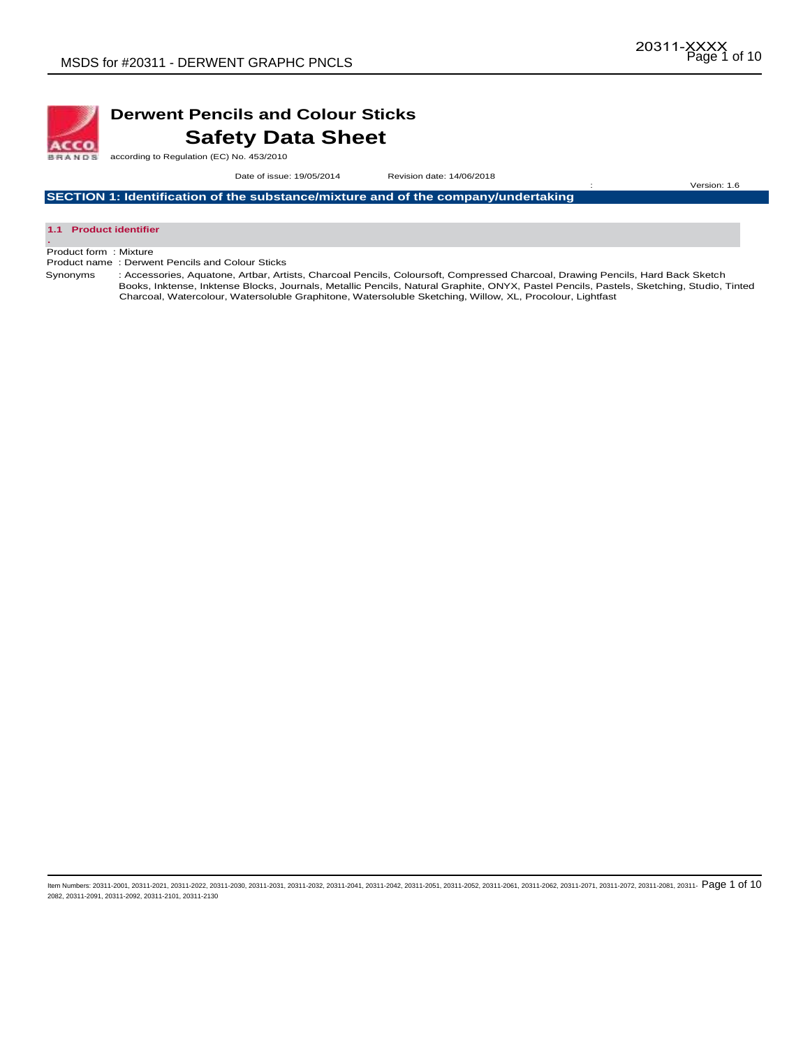# Derwent Pencils and Colour Sticks

# Safety Data Sheet

according to Regulation (EC) No. 453/2010

Date of issue: 19/05/2014 Revision date: 14/06/2018 : Version: 1.6

## SECTION 1: Identification of the substance/mixture and of the company/undertaking

### 1.1 Product identifier

Product form : Mixture

Product name : Derwent Pencils and Colour Sticks

Synonyms : Accessories, Aquatone, Artbar, Artists, Charcoal Pencils, Coloursoft, Compressed Charcoal, Drawing Pencils, Hard Back Sketch Books, Inktense, Inktense Blocks, Journals, Metallic Pencils, Natural Graphite, ONYX, Pastel Pencils, Pastels, Sketching, Studio, Tinted Charcoal, Watercolour, Watersoluble Graphitone, Watersoluble Sketching, Willow, XL, Procolour, Lightfast

Item Numbers: 20311-2001, 20311-2021, 20311-2022, 20311-2030, 20311-2031, 20311-2032, 20311-2041, 20311-2042, 20311-2051, 20311-2052, 20311-2061, 20311-2062, 20311-2071, 20311-2072, 20311-2081, 20311-2082, 20311-2091, 20311-2092, 20311-2101, 20311-2130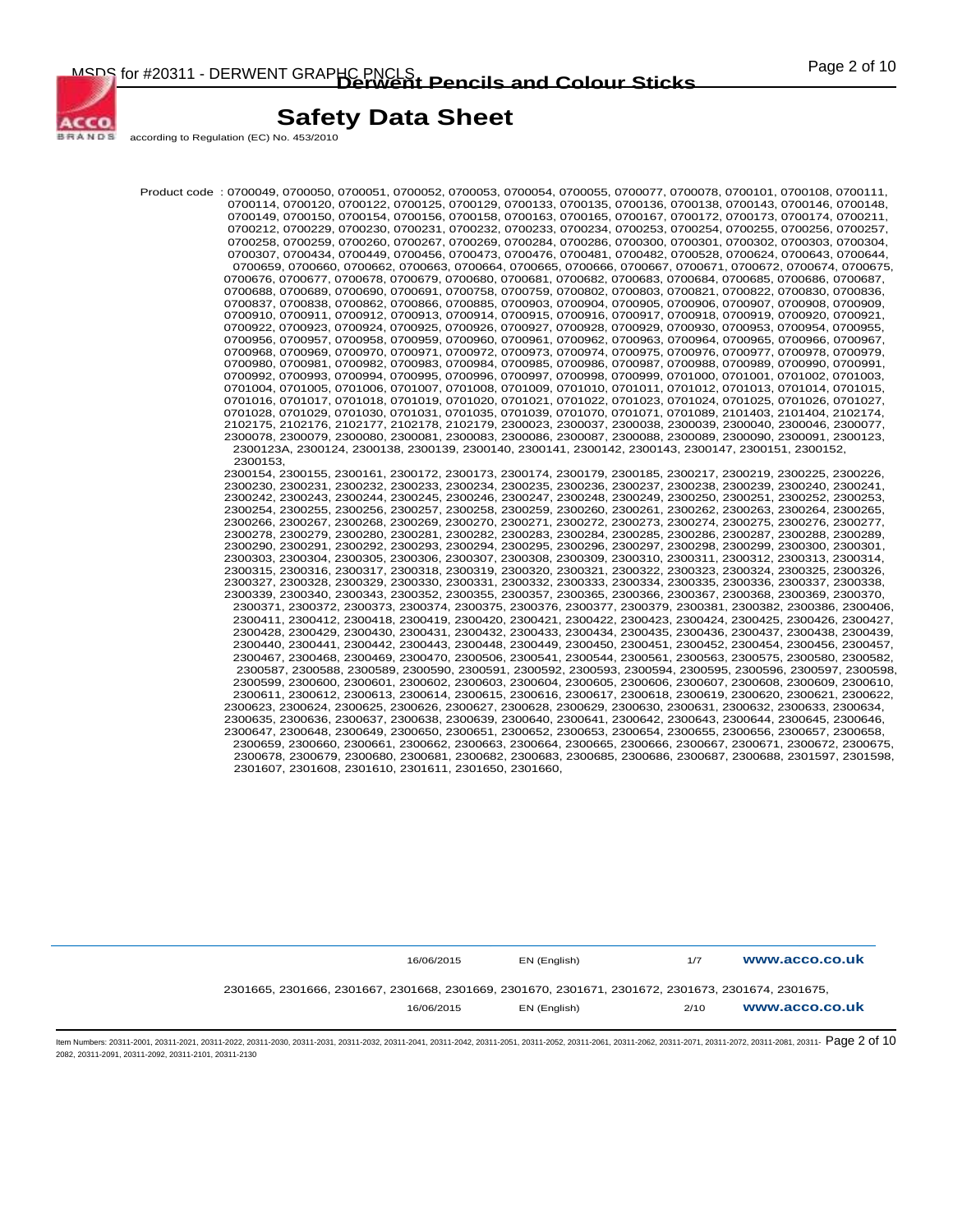Product code : 0700049, 0700050, 0700051, 0700052, 0700053, 0700054, 0700055, 0700077, 0700078, 0700101, 0700108, 0700111, 0700114, 0700120, 0700122, 0700125, 0700129, 0700133, 0700135, 0700136, 0700138, 0700143, 0700146, 0700148, 0700149, 0700150, 0700154, 0700156, 0700158, 0700163, 0700165, 0700167, 0700172, 0700173, 0700174, 0700211, 0700212, 0700229, 0700230, 0700231, 0700232, 0700233, 0700234, 0700253, 0700254, 0700255, 0700256, 0700257, 0700258, 0700259, 0700260, 0700267, 0700269, 0700284, 0700286, 0700300, 0700301, 0700302, 0700303, 0700304, 0700307, 0700434, 0700449, 0700456, 0700473, 0700476, 0700481, 0700482, 0700528, 0700624, 0700643, 0700644, 0700659, 0700660, 0700662, 0700663, 0700664, 0700665, 0700666, 0700667, 0700671, 0700672, 0700674, 0700675, 0700676, 0700677, 0700678, 0700679, 0700680, 0700681, 0700682, 0700683, 0700684, 0700685, 0700686, 0700687, 0700688, 0700689, 0700690, 0700691, 0700758, 0700759, 0700802, 0700803, 0700821, 0700822, 0700830, 0700836, 0700837, 0700838, 0700862, 0700866, 0700885, 0700903, 0700904, 0700905, 0700906, 0700907, 0700908, 0700909, 0700910, 0700911, 0700912, 0700913, 0700914, 0700915, 0700916, 0700917, 0700918, 0700919, 0700920, 0700921, 0700922, 0700923, 0700924, 0700925, 0700926, 0700927, 0700928, 0700929, 0700930, 0700953, 0700954, 0700955, 0700956, 0700957, 0700958, 0700959, 0700960, 0700961, 0700962, 0700963, 0700964, 0700965, 0700966, 0700967, 0700968, 0700969, 0700970, 0700971, 0700972, 0700973, 0700974, 0700975, 0700976, 0700977, 0700978, 0700979, 0700980, 0700981, 0700982, 0700983, 0700984, 0700985, 0700986, 0700987, 0700988, 0700989, 0700990, 0700991, 0700992, 0700993, 0700994, 0700995, 0700996, 0700997, 0700998, 0700999, 0701000, 0701001, 0701002, 0701003, 0701004, 0701005, 0701006, 0701007, 0701008, 0701009, 0701010, 0701011, 0701012, 0701013, 0701014, 0701015, 0701016, 0701017, 0701018, 0701019, 0701020, 0701021, 0701022, 0701023, 0701024, 0701025, 0701026, 0701027, 0701028, 0701029, 0701030, 0701031, 0701035, 0701039, 0701070, 0701071, 0701089, 2101403, 2101404, 2102174, 2102175, 2102176, 2102177, 2102178, 2102179, 2300023, 2300037, 2300038, 2300039, 2300040, 2300046, 2300077, 2300078, 2300079, 2300080, 2300081, 2300083, 2300086, 2300087, 2300088, 2300089, 2300090, 2300091, 2300123, 2300123A, 2300124, 2300138, 2300139, 2300140, 2300141, 2300142, 2300143, 2300147, 2300151, 2300152, 2300153,
2300154, 2300155, 2300161, 2300172, 2300173, 2300174, 2300179, 2300185, 2300217, 2300219, 2300225, 2300226, 2300230, 2300231, 2300232, 2300233, 2300234, 2300235, 2300236, 2300237, 2300238, 2300239, 2300240, 2300241, 2300242, 2300243, 2300244, 2300245, 2300246, 2300247, 2300248, 2300249, 2300250, 2300251, 2300252, 2300253, 2300254, 2300255, 2300256, 2300257, 2300258, 2300259, 2300260, 2300261, 2300262, 2300263, 2300264, 2300265, 2300266, 2300267, 2300268, 2300269, 2300270, 2300271, 2300272, 2300273, 2300274, 2300275, 2300276, 2300277, 2300278, 2300279, 2300280, 2300281, 2300282, 2300283, 2300284, 2300285, 2300286, 2300287, 2300288, 2300289, 2300290, 2300291, 2300292, 2300293, 2300294, 2300295, 2300296, 2300297, 2300298, 2300299, 2300300, 2300301, 2300303, 2300304, 2300305, 2300306, 2300307, 2300308, 2300309, 2300310, 2300311, 2300312, 2300313, 2300314, 2300315, 2300316, 2300317, 2300318, 2300319, 2300320, 2300321, 2300322, 2300323, 2300324, 2300325, 2300326, 2300327, 2300328, 2300329, 2300330, 2300331, 2300332, 2300333, 2300334, 2300335, 2300336, 2300337, 2300338, 2300339, 2300340, 2300343, 2300352, 2300355, 2300357, 2300365, 2300366, 2300367, 2300368, 2300369, 2300370, 2300371, 2300372, 2300373, 2300374, 2300375, 2300376, 2300377, 2300379, 2300381, 2300382, 2300386, 2300406, 2300411, 2300412, 2300418, 2300419, 2300420, 2300421, 2300422, 2300423, 2300424, 2300425, 2300426, 2300427, 2300428, 2300429, 2300430, 2300431, 2300432, 2300433, 2300434, 2300435, 2300436, 2300437, 2300438, 2300439, 2300440, 2300441, 2300442, 2300443, 2300448, 2300449, 2300450, 2300451, 2300452, 2300454, 2300456, 2300457, 2300467, 2300468, 2300469, 2300470, 2300506, 2300541, 2300544, 2300561, 2300563, 2300575, 2300580, 2300582, 2300587, 2300588, 2300589, 2300590, 2300591, 2300592, 2300593, 2300594, 2300595, 2300596, 2300597, 2300598, 2300599, 2300600, 2300601, 2300602, 2300603, 2300604, 2300605, 2300606, 2300607, 2300608, 2300609, 2300610, 2300611, 2300612, 2300613, 2300614, 2300615, 2300616, 2300617, 2300618, 2300619, 2300620, 2300621, 2300622, 2300623, 2300624, 2300625, 2300626, 2300627, 2300628, 2300629, 2300630, 2300631, 2300632, 2300633, 2300634, 2300635, 2300636, 2300637, 2300638, 2300639, 2300640, 2300641, 2300642, 2300643, 2300644, 2300645, 2300646, 2300647, 2300648, 2300649, 2300650, 2300651, 2300652, 2300653, 2300654, 2300655, 2300656, 2300657, 2300658, 2300659, 2300660, 2300661, 2300662, 2300663, 2300664, 2300665, 2300666, 2300667, 2300671, 2300672, 2300675, 2300678, 2300679, 2300680, 2300681, 2300682, 2300683, 2300685, 2300686, 2300687, 2300688, 2301597, 2301598, 2301607, 2301608, 2301610, 2301611, 2301650, 2301660,

2301665, 2301666, 2301667, 2301668, 2301669, 2301670, 2301671, 2301672, 2301673, 2301674, 2301675,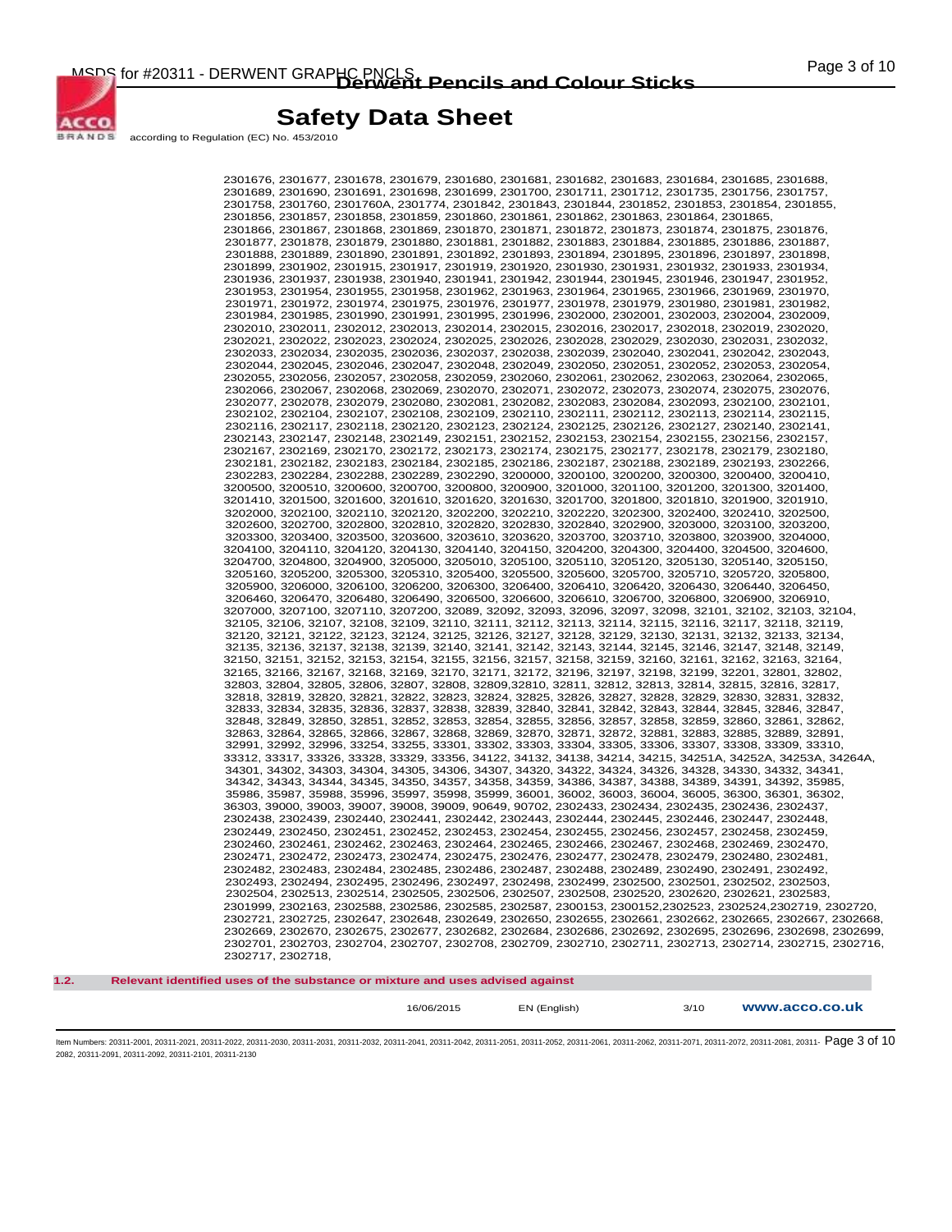2301676, 2301677, 2301678, 2301679, 2301680, 2301681, 2301682, 2301683, 2301684, 2301685, 2301688, 2301689, 2301690, 2301691, 2301698, 2301699, 2301700, 2301711, 2301712, 2301735, 2301756, 2301757, 2301758, 2301760, 2301760A, 2301774, 2301842, 2301843, 2301844, 2301852, 2301853, 2301854, 2301855, 2301856, 2301857, 2301858, 2301859, 2301860, 2301861, 2301862, 2301863, 2301864, 2301865, 2301866, 2301867, 2301868, 2301869, 2301870, 2301871, 2301872, 2301873, 2301874, 2301875, 2301876, 2301877, 2301878, 2301879, 2301880, 2301881, 2301882, 2301883, 2301884, 2301885, 2301886, 2301887, 2301888, 2301889, 2301890, 2301891, 2301892, 2301893, 2301894, 2301895, 2301896, 2301897, 2301898, 2301899, 2301902, 2301915, 2301917, 2301919, 2301920, 2301930, 2301931, 2301932, 2301933, 2301934, 2301936, 2301937, 2301938, 2301940, 2301941, 2301942, 2301944, 2301945, 2301946, 2301947, 2301952, 2301953, 2301954, 2301955, 2301958, 2301962, 2301963, 2301964, 2301965, 2301966, 2301969, 2301970, 2301971, 2301972, 2301974, 2301975, 2301976, 2301977, 2301978, 2301979, 2301980, 2301981, 2301982, 2301984, 2301985, 2301990, 2301991, 2301995, 2301996, 2302000, 2302001, 2302003, 2302004, 2302009, 2302010, 2302011, 2302012, 2302013, 2302014, 2302015, 2302016, 2302017, 2302018, 2302019, 2302020, 2302021, 2302022, 2302023, 2302024, 2302025, 2302026, 2302028, 2302029, 2302030, 2302031, 2302032, 2302033, 2302034, 2302035, 2302036, 2302037, 2302038, 2302039, 2302040, 2302041, 2302042, 2302043, 2302044, 2302045, 2302046, 2302047, 2302048, 2302049, 2302050, 2302051, 2302052, 2302053, 2302054, 2302055, 2302056, 2302057, 2302058, 2302059, 2302060, 2302061, 2302062, 2302063, 2302064, 2302065, 2302066, 2302067, 2302068, 2302069, 2302070, 2302071, 2302072, 2302073, 2302074, 2302075, 2302076, 2302077, 2302078, 2302079, 2302080, 2302081, 2302082, 2302083, 2302084, 2302093, 2302100, 2302101, 2302102, 2302104, 2302107, 2302108, 2302109, 2302110, 2302111, 2302112, 2302113, 2302114, 2302115, 2302116, 2302117, 2302118, 2302120, 2302123, 2302124, 2302125, 2302126, 2302127, 2302140, 2302141, 2302143, 2302147, 2302148, 2302149, 2302151, 2302152, 2302153, 2302154, 2302155, 2302156, 2302157, 2302167, 2302169, 2302170, 2302172, 2302173, 2302174, 2302175, 2302177, 2302178, 2302179, 2302180, 2302181, 2302182, 2302183, 2302184, 2302185, 2302186, 2302187, 2302188, 2302189, 2302193, 2302266, 2302283, 2302284, 2302288, 2302289, 2302290, 3200000, 3200100, 3200200, 3200300, 3200400, 3200410, 3200500, 3200510, 3200600, 3200700, 3200800, 3200900, 3201000, 3201100, 3201200, 3201300, 3201400, 3201410, 3201500, 3201600, 3201610, 3201620, 3201630, 3201700, 3201800, 3201810, 3201900, 3201910, 3202000, 3202100, 3202110, 3202120, 3202200, 3202210, 3202220, 3202300, 3202400, 3202410, 3202500, 3202600, 3202700, 3202800, 3202810, 3202820, 3202830, 3202840, 3202900, 3203000, 3203100, 3203200, 3203300, 3203400, 3203500, 3203600, 3203610, 3203620, 3203700, 3203710, 3203800, 3203900, 3204000, 3204100, 3204110, 3204120, 3204130, 3204140, 3204150, 3204200, 3204300, 3204400, 3204500, 3204600, 3204700, 3204800, 3204900, 3205000, 3205010, 3205100, 3205110, 3205120, 3205130, 3205140, 3205150, 3205160, 3205200, 3205300, 3205310, 3205400, 3205500, 3205600, 3205700, 3205710, 3205720, 3205800, 3205900, 3206000, 3206100, 3206200, 3206300, 3206400, 3206410, 3206420, 3206430, 3206440, 3206450, 3206460, 3206470, 3206480, 3206490, 3206500, 3206600, 3206610, 3206700, 3206800, 3206900, 3206910, 3207000, 3207100, 3207110, 3207200, 32089, 32092, 32093, 32096, 32097, 32098, 32101, 32102, 32103, 32104, 32105, 32106, 32107, 32108, 32109, 32110, 32111, 32112, 32113, 32114, 32115, 32116, 32117, 32118, 32119, 32120, 32121, 32122, 32123, 32124, 32125, 32126, 32127, 32128, 32129, 32130, 32131, 32132, 32133, 32134, 32135, 32136, 32137, 32138, 32139, 32140, 32141, 32142, 32143, 32144, 32145, 32146, 32147, 32148, 32149, 32150, 32151, 32152, 32153, 32154, 32155, 32156, 32157, 32158, 32159, 32160, 32161, 32162, 32163, 32164, 32165, 32166, 32167, 32168, 32169, 32170, 32171, 32172, 32196, 32197, 32198, 32199, 32201, 32801, 32802, 32803, 32804, 32805, 32806, 32807, 32808, 32809,32810, 32811, 32812, 32813, 32814, 32815, 32816, 32817, 32818, 32819, 32820, 32821, 32822, 32823, 32824, 32825, 32826, 32827, 32828, 32829, 32830, 32831, 32832, 32833, 32834, 32835, 32836, 32837, 32838, 32839, 32840, 32841, 32842, 32843, 32844, 32845, 32846, 32847, 32848, 32849, 32850, 32851, 32852, 32853, 32854, 32855, 32856, 32857, 32858, 32859, 32860, 32861, 32862, 32863, 32864, 32865, 32866, 32867, 32868, 32869, 32870, 32871, 32872, 32881, 32883, 32885, 32889, 32891, 32991, 32992, 32996, 33254, 33255, 33301, 33302, 33303, 33304, 33305, 33306, 33307, 33308, 33309, 33310, 33312, 33317, 33326, 33328, 33329, 33356, 34122, 34132, 34138, 34214, 34215, 34251A, 34252A, 34253A, 34264A, 34301, 34302, 34303, 34304, 34305, 34306, 34307, 34320, 34322, 34324, 34326, 34328, 34330, 34332, 34341, 34342, 34343, 34344, 34345, 34350, 34357, 34358, 34359, 34386, 34387, 34388, 34389, 34391, 34392, 35985, 35986, 35987, 35988, 35996, 35997, 35998, 35999, 36001, 36002, 36003, 36004, 36005, 36300, 36301, 36302, 36303, 39000, 39003, 39007, 39008, 39009, 90649, 90702, 2302433, 2302434, 2302435, 2302436, 2302437, 2302438, 2302439, 2302440, 2302441, 2302442, 2302443, 2302444, 2302445, 2302446, 2302447, 2302448, 2302449, 2302450, 2302451, 2302452, 2302453, 2302454, 2302455, 2302456, 2302457, 2302458, 2302459, 2302460, 2302461, 2302462, 2302463, 2302464, 2302465, 2302466, 2302467, 2302468, 2302469, 2302470, 2302471, 2302472, 2302473, 2302474, 2302475, 2302476, 2302477, 2302478, 2302479, 2302480, 2302481, 2302482, 2302483, 2302484, 2302485, 2302486, 2302487, 2302488, 2302489, 2302490, 2302491, 2302492, 2302493, 2302494, 2302495, 2302496, 2302497, 2302498, 2302499, 2302500, 2302501, 2302502, 2302503, 2302504, 2302513, 2302514, 2302505, 2302506, 2302507, 2302508, 2302520, 2302620, 2302621, 2302583, 2301999, 2302163, 2302588, 2302586, 2302585, 2302587, 2300153, 2300152,2302523, 2302524,2302719, 2302720, 2302721, 2302725, 2302647, 2302648, 2302649, 2302650, 2302655, 2302661, 2302662, 2302665, 2302667, 2302668, 2302669, 2302670, 2302675, 2302677, 2302682, 2302684, 2302686, 2302692, 2302695, 2302696, 2302698, 2302699, 2302701, 2302703, 2302704, 2302707, 2302708, 2302709, 2302710, 2302711, 2302713, 2302714, 2302715, 2302716, 2302717, 2302718,

### 1.2. Relevant identified uses of the substance or mixture and uses advised against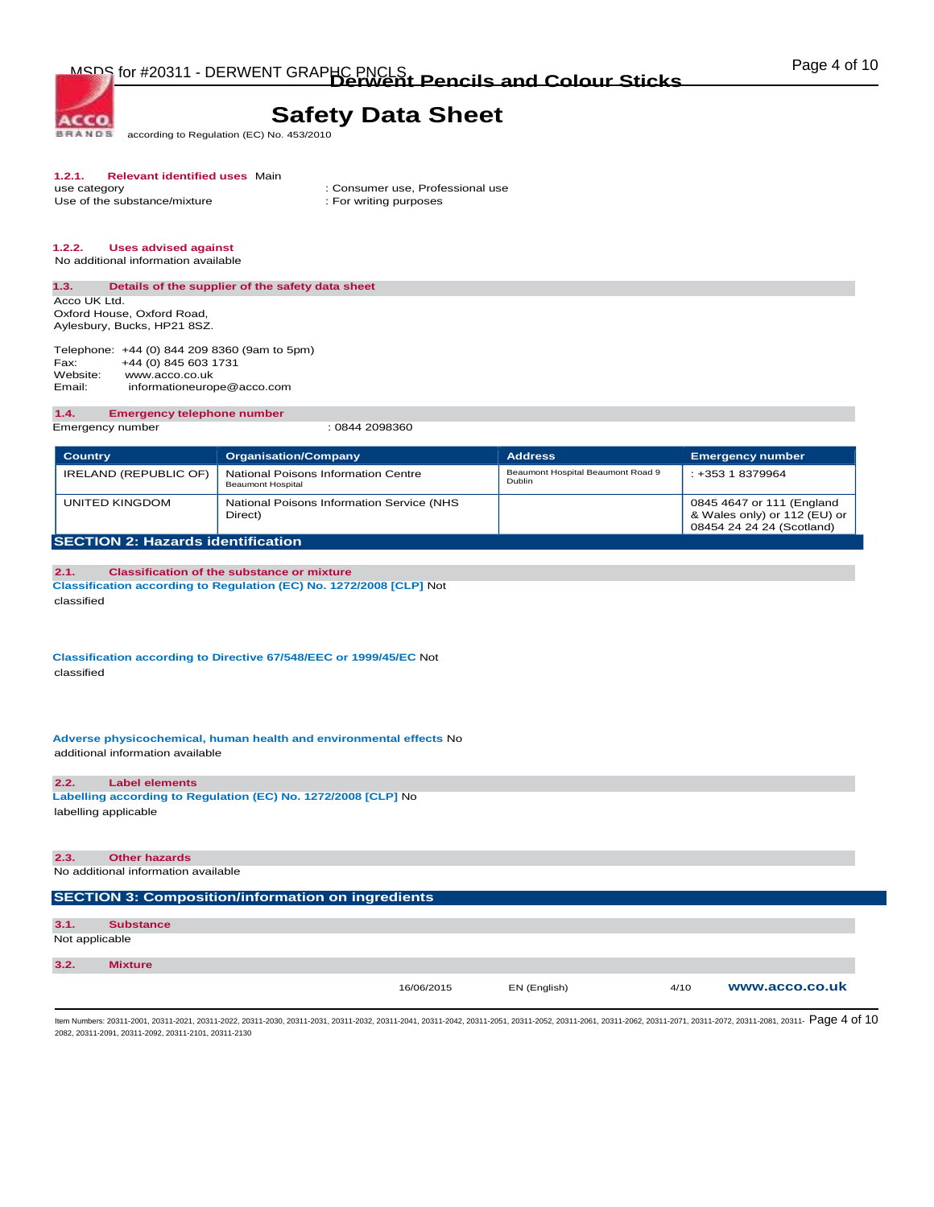#### 1.2.1. Relevant identified uses

Main use category : Consumer use, Professional use

Use of the substance/mixture : For writing purposes

#### 1.2.2. Uses advised against

No additional information available

### 1.3. Details of the supplier of the safety data sheet

Acco UK Ltd.
Oxford House, Oxford Road,
Aylesbury, Bucks, HP21 8SZ.

Telephone: +44 (0) 844 209 8360 (9am to 5pm)
Fax: +44 (0) 845 603 1731
Website: www.acco.co.uk
Email: informationeurope@acco.com

### 1.4. Emergency telephone number

Emergency number : 0844 2098360

| Country | Organisation/Company | Address | Emergency number |
|---|---|---|---|
| IRELAND (REPUBLIC OF) | National Poisons Information Centre Beaumont Hospital | Beaumont Hospital Beaumont Road 9 Dublin | : +353 1 8379964 |
| UNITED KINGDOM | National Poisons Information Service (NHS Direct) | | 0845 4647 or 111 (England & Wales only) or 112 (EU) or 08454 24 24 24 (Scotland) |

## SECTION 2: Hazards identification

### 2.1. Classification of the substance or mixture

**Classification according to Regulation (EC) No. 1272/2008 [CLP]** Not classified

**Classification according to Directive 67/548/EEC or 1999/45/EC** Not classified

**Adverse physicochemical, human health and environmental effects** No additional information available

### 2.2. Label elements

**Labelling according to Regulation (EC) No. 1272/2008 [CLP]** No labelling applicable

### 2.3. Other hazards

No additional information available

## SECTION 3: Composition/information on ingredients

### 3.1. Substance

Not applicable

### 3.2. Mixture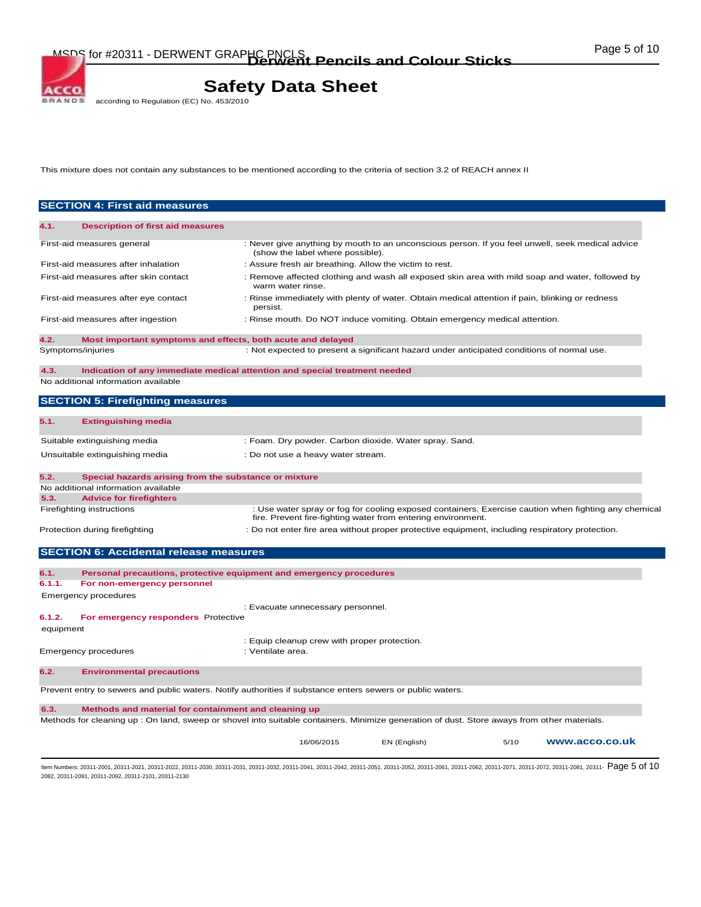This mixture does not contain any substances to be mentioned according to the criteria of section 3.2 of REACH annex II

## SECTION 4: First aid measures

### 4.1. Description of first aid measures

| | |
|---|---|
| First-aid measures general | : Never give anything by mouth to an unconscious person. If you feel unwell, seek medical advice (show the label where possible). |
| First-aid measures after inhalation | : Assure fresh air breathing. Allow the victim to rest. |
| First-aid measures after skin contact | : Remove affected clothing and wash all exposed skin area with mild soap and water, followed by warm water rinse. |
| First-aid measures after eye contact | : Rinse immediately with plenty of water. Obtain medical attention if pain, blinking or redness persist. |
| First-aid measures after ingestion | : Rinse mouth. Do NOT induce vomiting. Obtain emergency medical attention. |

### 4.2. Most important symptoms and effects, both acute and delayed

| | |
|---|---|
| Symptoms/injuries | : Not expected to present a significant hazard under anticipated conditions of normal use. |

### 4.3. Indication of any immediate medical attention and special treatment needed

No additional information available

## SECTION 5: Firefighting measures

### 5.1. Extinguishing media

| | |
|---|---|
| Suitable extinguishing media | : Foam. Dry powder. Carbon dioxide. Water spray. Sand. |
| Unsuitable extinguishing media | : Do not use a heavy water stream. |

### 5.2. Special hazards arising from the substance or mixture

No additional information available

### 5.3. Advice for firefighters

| | |
|---|---|
| Firefighting instructions | : Use water spray or fog for cooling exposed containers. Exercise caution when fighting any chemical fire. Prevent fire-fighting water from entering environment. |
| Protection during firefighting | : Do not enter fire area without proper protective equipment, including respiratory protection. |

## SECTION 6: Accidental release measures

### 6.1. Personal precautions, protective equipment and emergency procedures

#### 6.1.1. For non-emergency personnel

| | |
|---|---|
| Emergency procedures | : Evacuate unnecessary personnel. |

#### 6.1.2. For emergency responders

| | |
|---|---|
| Protective equipment | : Equip cleanup crew with proper protection. |
| Emergency procedures | : Ventilate area. |

### 6.2. Environmental precautions

Prevent entry to sewers and public waters. Notify authorities if substance enters sewers or public waters.

### 6.3. Methods and material for containment and cleaning up

Methods for cleaning up : On land, sweep or shovel into suitable containers. Minimize generation of dust. Store aways from other materials.

Item Numbers: 20311-2001, 20311-2021, 20311-2022, 20311-2030, 20311-2031, 20311-2032, 20311-2041, 20311-2051, 20311-2052, 20311-2061, 20311-2062, 20311-2071, 20311-2072, 20311-2081, 20311-2082, 20311-2091, 20311-2092, 20311-2101, 20311-2130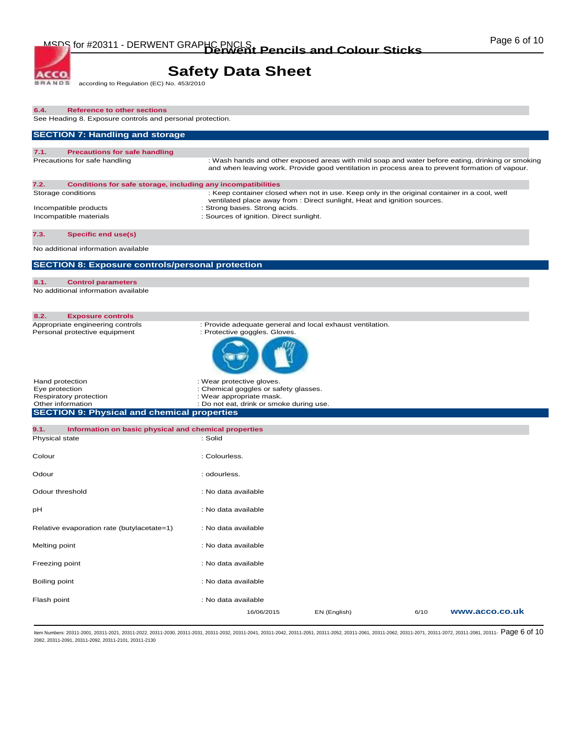### 6.4. Reference to other sections

See Heading 8. Exposure controls and personal protection.

## SECTION 7: Handling and storage

### 7.1. Precautions for safe handling

| | |
|---|---|
| Precautions for safe handling | : Wash hands and other exposed areas with mild soap and water before eating, drinking or smoking and when leaving work. Provide good ventilation in process area to prevent formation of vapour. |

### 7.2. Conditions for safe storage, including any incompatibilities

| | |
|---|---|
| Storage conditions | : Keep container closed when not in use. Keep only in the original container in a cool, well ventilated place away from : Direct sunlight, Heat and ignition sources. |
| Incompatible products | : Strong bases. Strong acids. |
| Incompatible materials | : Sources of ignition. Direct sunlight. |

### 7.3. Specific end use(s)

No additional information available

## SECTION 8: Exposure controls/personal protection

### 8.1. Control parameters

No additional information available

### 8.2. Exposure controls

| | |
|---|---|
| Appropriate engineering controls | : Provide adequate general and local exhaust ventilation. |
| Personal protective equipment | : Protective goggles. Gloves. |
| Hand protection | : Wear protective gloves. |
| Eye protection | : Chemical goggles or safety glasses. |
| Respiratory protection | : Wear appropriate mask. |
| Other information | : Do not eat, drink or smoke during use. |

## SECTION 9: Physical and chemical properties

### 9.1. Information on basic physical and chemical properties

| | |
|---|---|
| Physical state | : Solid |
| Colour | : Colourless. |
| Odour | : odourless. |
| Odour threshold | : No data available |
| pH | : No data available |
| Relative evaporation rate (butylacetate=1) | : No data available |
| Melting point | : No data available |
| Freezing point | : No data available |
| Boiling point | : No data available |
| Flash point | : No data available |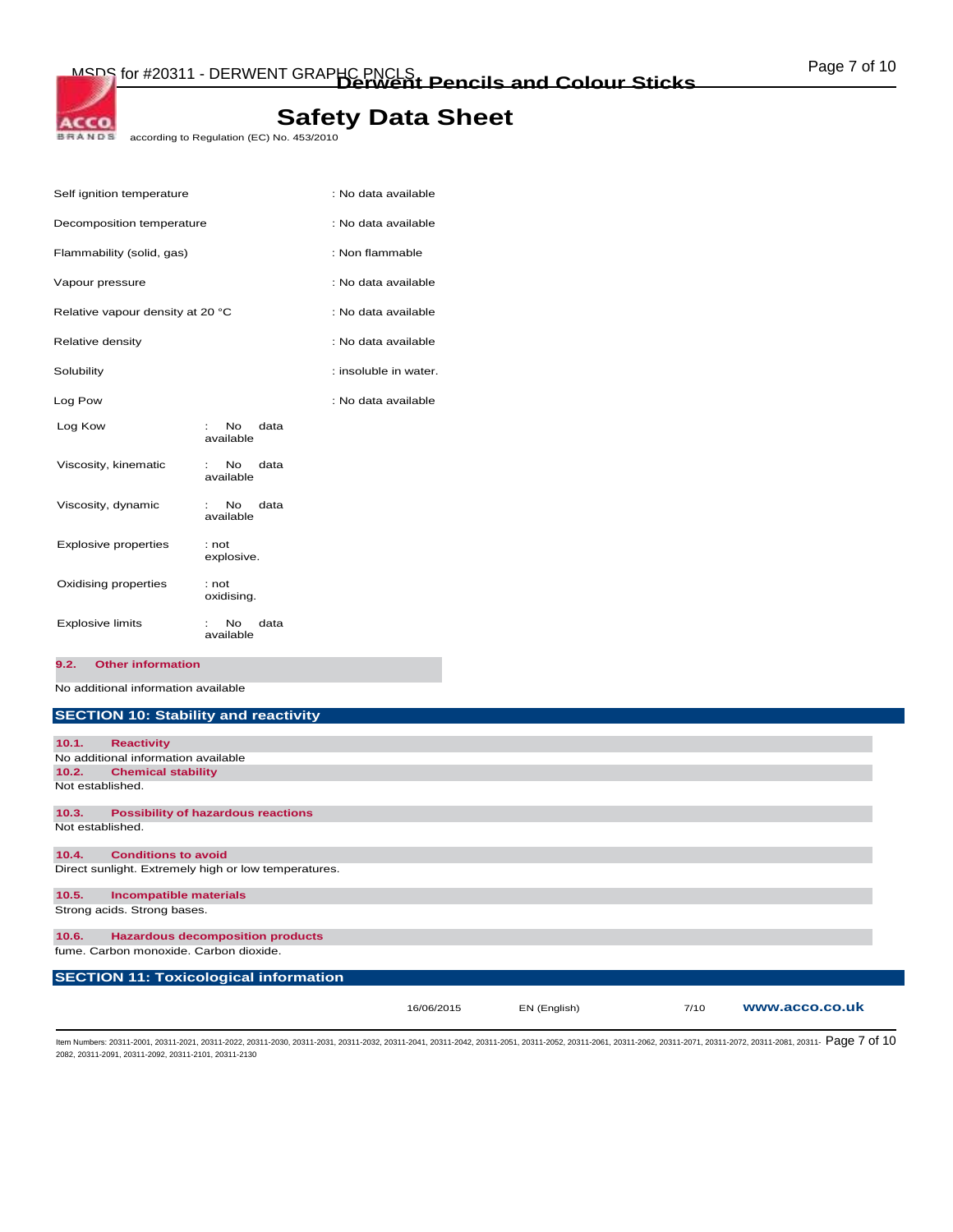| | |
|---|---|
| Self ignition temperature | : No data available |
| Decomposition temperature | : No data available |
| Flammability (solid, gas) | : Non flammable |
| Vapour pressure | : No data available |
| Relative vapour density at 20 °C | : No data available |
| Relative density | : No data available |
| Solubility | : insoluble in water. |
| Log Pow | : No data available |
| Log Kow | : No data available |
| Viscosity, kinematic | : No data available |
| Viscosity, dynamic | : No data available |
| Explosive properties | : not explosive. |
| Oxidising properties | : not oxidising. |
| Explosive limits | : No data available |

### 9.2. Other information

No additional information available

## SECTION 10: Stability and reactivity

### 10.1. Reactivity

No additional information available

### 10.2. Chemical stability

Not established.

### 10.3. Possibility of hazardous reactions

Not established.

### 10.4. Conditions to avoid

Direct sunlight. Extremely high or low temperatures.

### 10.5. Incompatible materials

Strong acids. Strong bases.

### 10.6. Hazardous decomposition products

fume. Carbon monoxide. Carbon dioxide.

## SECTION 11: Toxicological information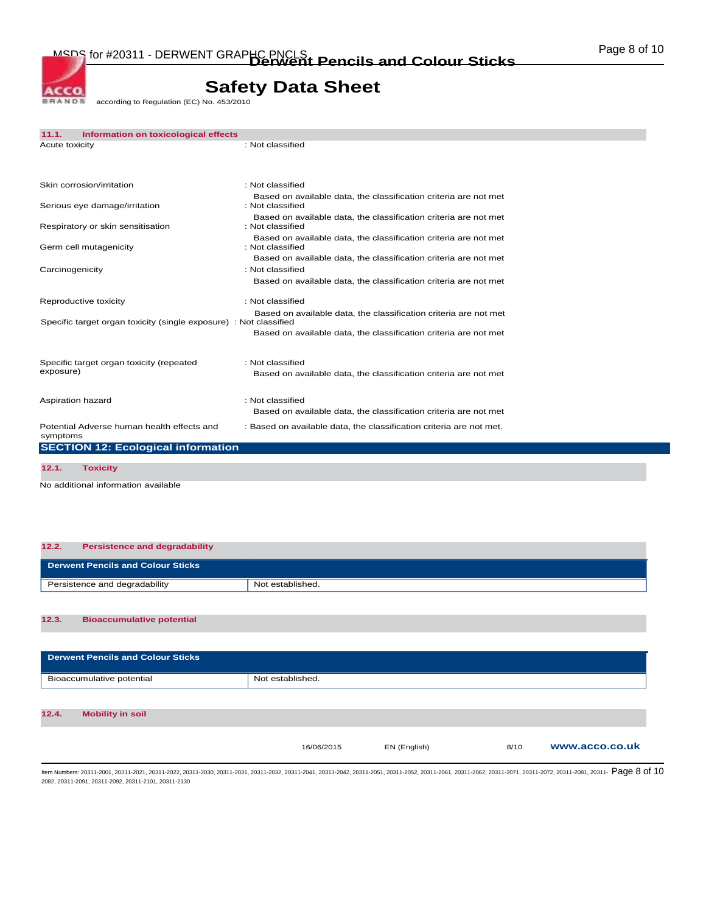### 11.1. Information on toxicological effects

| | |
|---|---|
| Acute toxicity | : Not classified |
| Skin corrosion/irritation | : Not classified<br>Based on available data, the classification criteria are not met |
| Serious eye damage/irritation | : Not classified<br>Based on available data, the classification criteria are not met |
| Respiratory or skin sensitisation | : Not classified<br>Based on available data, the classification criteria are not met |
| Germ cell mutagenicity | : Not classified<br>Based on available data, the classification criteria are not met |
| Carcinogenicity | : Not classified<br>Based on available data, the classification criteria are not met |
| Reproductive toxicity | : Not classified<br>Based on available data, the classification criteria are not met |
| Specific target organ toxicity (single exposure) | : Not classified<br>Based on available data, the classification criteria are not met |
| Specific target organ toxicity (repeated exposure) | : Not classified<br>Based on available data, the classification criteria are not met |
| Aspiration hazard | : Not classified<br>Based on available data, the classification criteria are not met |
| Potential Adverse human health effects and symptoms | : Based on available data, the classification criteria are not met. |

## SECTION 12: Ecological information

### 12.1. Toxicity

No additional information available

### 12.2. Persistence and degradability

| Derwent Pencils and Colour Sticks | |
|---|---|
| Persistence and degradability | Not established. |

### 12.3. Bioaccumulative potential

| Derwent Pencils and Colour Sticks | |
|---|---|
| Bioaccumulative potential | Not established. |

### 12.4. Mobility in soil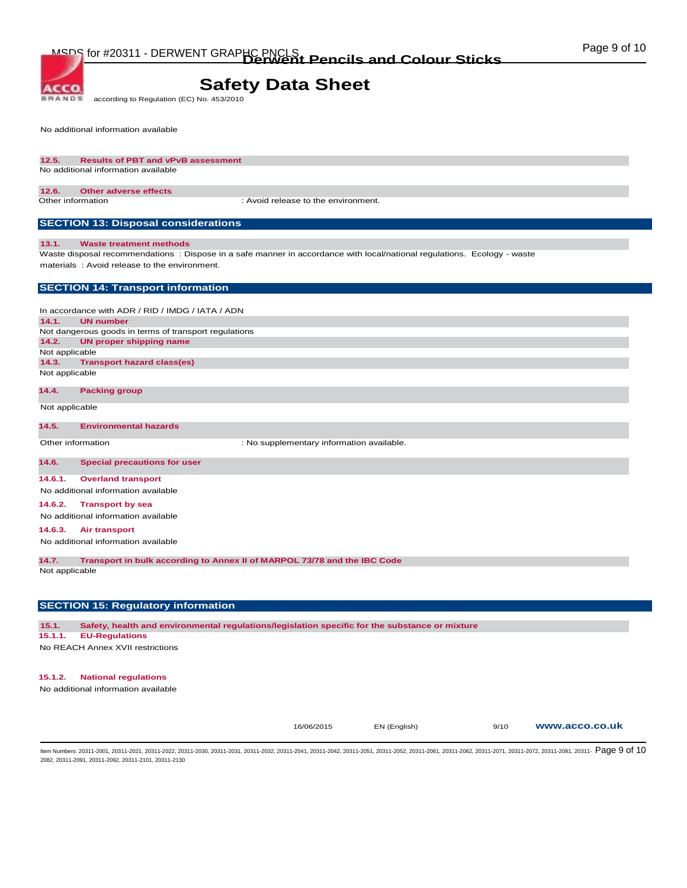No additional information available

### 12.5. Results of PBT and vPvB assessment

No additional information available

### 12.6. Other adverse effects

Other information : Avoid release to the environment.

## SECTION 13: Disposal considerations

### 13.1. Waste treatment methods

Waste disposal recommendations : Dispose in a safe manner in accordance with local/national regulations. Ecology - waste materials : Avoid release to the environment.

## SECTION 14: Transport information

In accordance with ADR / RID / IMDG / IATA / ADN

### 14.1. UN number

Not dangerous goods in terms of transport regulations

### 14.2. UN proper shipping name

Not applicable

### 14.3. Transport hazard class(es)

Not applicable

### 14.4. Packing group

Not applicable

### 14.5. Environmental hazards

Other information : No supplementary information available.

### 14.6. Special precautions for user

#### 14.6.1. Overland transport

No additional information available

#### 14.6.2. Transport by sea

No additional information available

#### 14.6.3. Air transport

No additional information available

### 14.7. Transport in bulk according to Annex II of MARPOL 73/78 and the IBC Code

Not applicable

## SECTION 15: Regulatory information

### 15.1. Safety, health and environmental regulations/legislation specific for the substance or mixture

#### 15.1.1. EU-Regulations

No REACH Annex XVII restrictions

#### 15.1.2. National regulations

No additional information available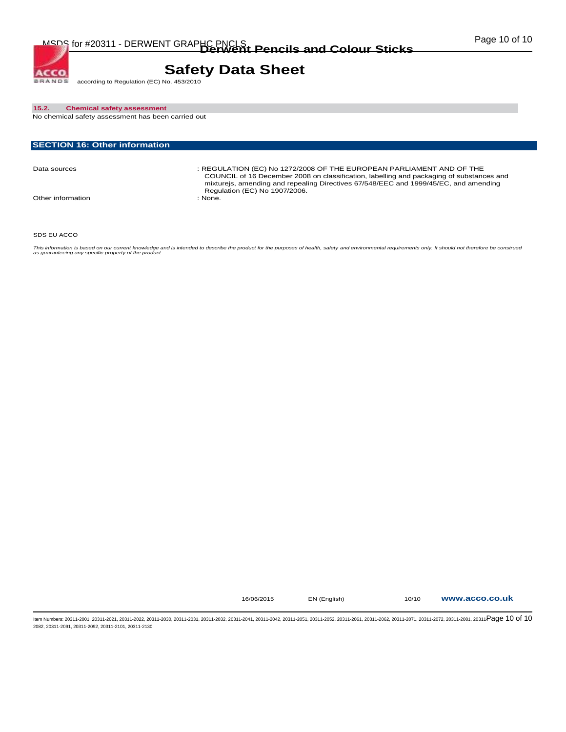### 15.2. Chemical safety assessment

No chemical safety assessment has been carried out

## SECTION 16: Other information

| | |
|---|---|
| Data sources | : REGULATION (EC) No 1272/2008 OF THE EUROPEAN PARLIAMENT AND OF THE COUNCIL of 16 December 2008 on classification, labelling and packaging of substances and mixturejs, amending and repealing Directives 67/548/EEC and 1999/45/EC, and amending Regulation (EC) No 1907/2006. |
| Other information | : None. |

SDS EU ACCO

*This information is based on our current knowledge and is intended to describe the product for the purposes of health, safety and environmental requirements only. It should not therefore be construed as guaranteeing any specific property of the product*